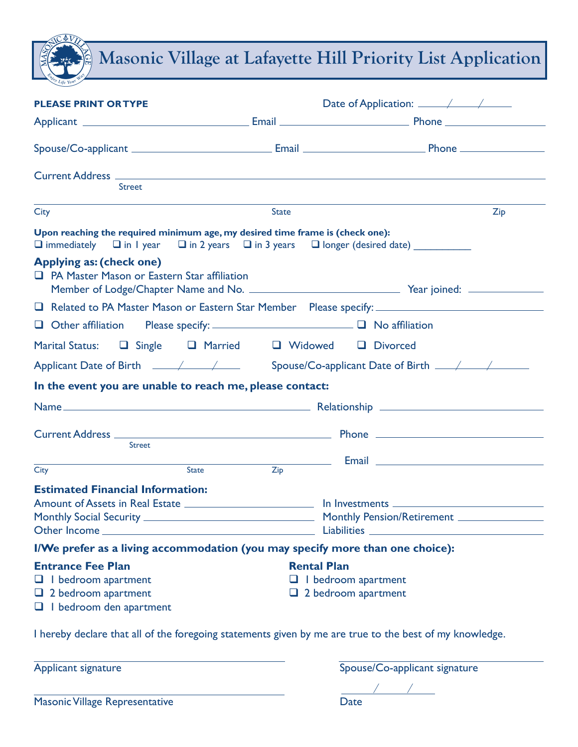# Masonic Village at Lafayette Hill Priority List Application

**PLEASE PRINT OR TYPE**

Date of Application: ____/____/____

Applicant ______________________ Email ______________________ Phone ______________________

Spouse/Co-applicant ______________________ Email ______________________ Phone ______________________

Current Address ______________________________________________
Street

______________________________________________
City State Zip

**Upon reaching the required minimum age, my desired time frame is (check one):**

☐ immediately ☐ in 1 year ☐ in 2 years ☐ in 3 years ☐ longer (desired date) __________

**Applying as: (check one)**

☐ PA Master Mason or Eastern Star affiliation
Member of Lodge/Chapter Name and No. ______________________ Year joined: __________

☐ Related to PA Master Mason or Eastern Star Member Please specify: ______________________

☐ Other affiliation Please specify: ______________________ ☐ No affiliation

Marital Status: ☐ Single ☐ Married ☐ Widowed ☐ Divorced

Applicant Date of Birth ____/____/____ Spouse/Co-applicant Date of Birth ____/____/____

**In the event you are unable to reach me, please contact:**

Name ______________________ Relationship ______________________

Current Address ______________________ Phone ______________________
Street

______________________ Email ______________________
City State Zip

**Estimated Financial Information:**

Amount of Assets in Real Estate ______________________ In Investments ______________________

Monthly Social Security ______________________ Monthly Pension/Retirement ______________________

Other Income ______________________ Liabilities ______________________

**I/We prefer as a living accommodation (you may specify more than one choice):**

**Entrance Fee Plan**

☐ 1 bedroom apartment
☐ 2 bedroom apartment
☐ 1 bedroom den apartment

**Rental Plan**

☐ 1 bedroom apartment
☐ 2 bedroom apartment

I hereby declare that all of the foregoing statements given by me are true to the best of my knowledge.

______________________
Applicant signature

______________________
Spouse/Co-applicant signature

______________________
Masonic Village Representative

____/____/____
Date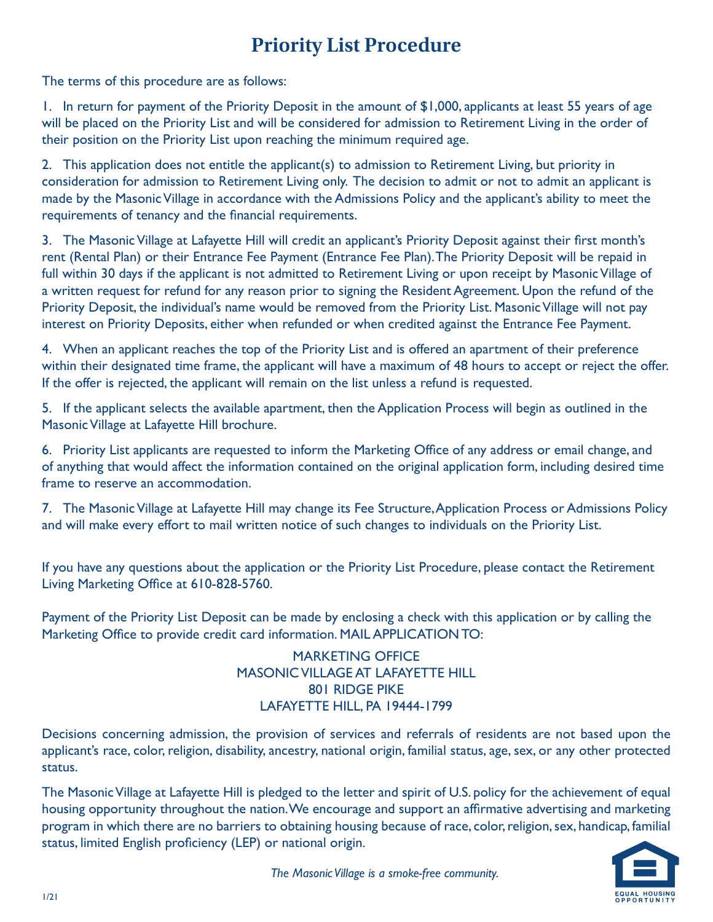# Priority List Procedure

The terms of this procedure are as follows:

1. In return for payment of the Priority Deposit in the amount of $1,000, applicants at least 55 years of age will be placed on the Priority List and will be considered for admission to Retirement Living in the order of their position on the Priority List upon reaching the minimum required age.

2. This application does not entitle the applicant(s) to admission to Retirement Living, but priority in consideration for admission to Retirement Living only. The decision to admit or not to admit an applicant is made by the Masonic Village in accordance with the Admissions Policy and the applicant's ability to meet the requirements of tenancy and the financial requirements.

3. The Masonic Village at Lafayette Hill will credit an applicant's Priority Deposit against their first month's rent (Rental Plan) or their Entrance Fee Payment (Entrance Fee Plan). The Priority Deposit will be repaid in full within 30 days if the applicant is not admitted to Retirement Living or upon receipt by Masonic Village of a written request for refund for any reason prior to signing the Resident Agreement. Upon the refund of the Priority Deposit, the individual's name would be removed from the Priority List. Masonic Village will not pay interest on Priority Deposits, either when refunded or when credited against the Entrance Fee Payment.

4. When an applicant reaches the top of the Priority List and is offered an apartment of their preference within their designated time frame, the applicant will have a maximum of 48 hours to accept or reject the offer. If the offer is rejected, the applicant will remain on the list unless a refund is requested.

5. If the applicant selects the available apartment, then the Application Process will begin as outlined in the Masonic Village at Lafayette Hill brochure.

6. Priority List applicants are requested to inform the Marketing Office of any address or email change, and of anything that would affect the information contained on the original application form, including desired time frame to reserve an accommodation.

7. The Masonic Village at Lafayette Hill may change its Fee Structure, Application Process or Admissions Policy and will make every effort to mail written notice of such changes to individuals on the Priority List.

If you have any questions about the application or the Priority List Procedure, please contact the Retirement Living Marketing Office at 610-828-5760.

Payment of the Priority List Deposit can be made by enclosing a check with this application or by calling the Marketing Office to provide credit card information. MAIL APPLICATION TO:

MARKETING OFFICE
MASONIC VILLAGE AT LAFAYETTE HILL
801 RIDGE PIKE
LAFAYETTE HILL, PA 19444-1799

Decisions concerning admission, the provision of services and referrals of residents are not based upon the applicant's race, color, religion, disability, ancestry, national origin, familial status, age, sex, or any other protected status.

The Masonic Village at Lafayette Hill is pledged to the letter and spirit of U.S. policy for the achievement of equal housing opportunity throughout the nation. We encourage and support an affirmative advertising and marketing program in which there are no barriers to obtaining housing because of race, color, religion, sex, handicap, familial status, limited English proficiency (LEP) or national origin.

*The Masonic Village is a smoke-free community.*

EQUAL HOUSING OPPORTUNITY

1/21